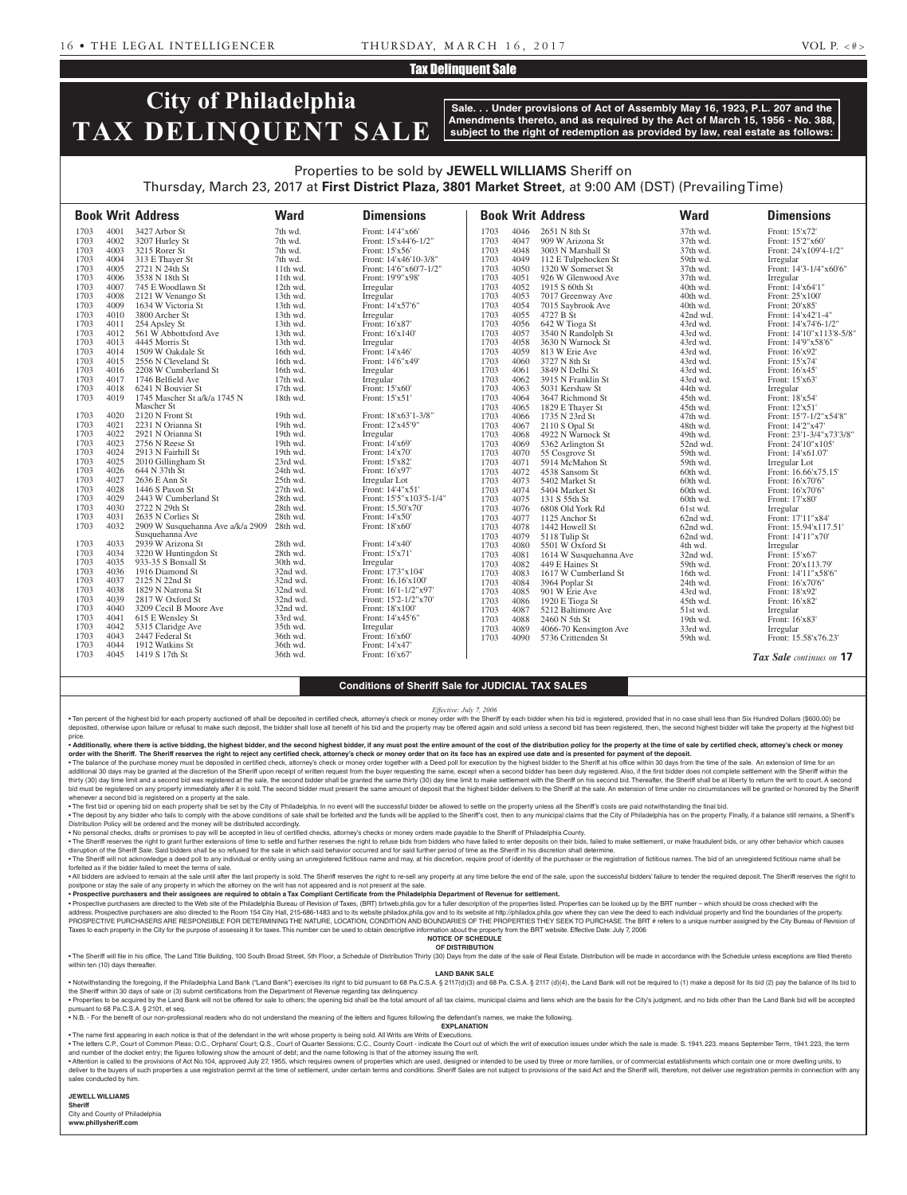## Tax Delinquent Sale

# City of Philadelphia TAX DELINQUENT SALE

**Sale. . . Under provisions of Act of Assembly May 16, 1923, P.L. 207 and the Amendments thereto, and as required by the Act of March 15, 1956 - No. 388, subject to the right of redemption as provided by law, real estate as follows:**

Properties to be sold by **JEWELL WILLIAMS** Sheriff on Thursday, March 23, 2017 at **First District Plaza, 3801 Market Street**, at 9:00 AM (DST) (Prevailing Time)

| Book | Writ | Address | Ward | Dimensions |
|---|---|---|---|---|
| 1703 | 4001 | 3427 Arbor St | 7th wd. | Front: 14'4"x66' |
| 1703 | 4002 | 3207 Hurley St | 7th wd. | Front: 15'x44'6-1/2" |
| 1703 | 4003 | 3215 Rorer St | 7th wd. | Front: 15'x56' |
| 1703 | 4004 | 313 E Thayer St | 7th wd. | Front: 14'x46'10-3/8" |
| 1703 | 4005 | 2721 N 24th St | 11th wd. | Front: 14'6"x60'7-1/2" |
| 1703 | 4006 | 3538 N 18th St | 11th wd. | Front: 19'9"x98' |
| 1703 | 4007 | 745 E Woodlawn St | 12th wd. | Irregular |
| 1703 | 4008 | 2121 W Venango St | 13th wd. | Irregular |
| 1703 | 4009 | 1634 W Victoria St | 13th wd. | Front: 14'x57'6" |
| 1703 | 4010 | 3800 Archer St | 13th wd. | Irregular |
| 1703 | 4011 | 254 Apsley St | 13th wd. | Front: 16'x87' |
| 1703 | 4012 | 561 W Abbottsford Ave | 13th wd. | Front: 16'x140' |
| 1703 | 4013 | 4445 Morris St | 13th wd. | Irregular |
| 1703 | 4014 | 1509 W Oakdale St | 16th wd. | Front: 14'x46' |
| 1703 | 4015 | 2556 N Cleveland St | 16th wd. | Front: 14'6"x49' |
| 1703 | 4016 | 2208 W Cumberland St | 16th wd. | Irregular |
| 1703 | 4017 | 1746 Belfield Ave | 17th wd. | Irregular |
| 1703 | 4018 | 6241 N Bouvier St | 17th wd. | Front: 15'x60' |
| 1703 | 4019 | 1745 Mascher St a/k/a 1745 N Mascher St | 18th wd. | Front: 15'x51' |
| 1703 | 4020 | 2120 N Front St | 19th wd. | Front: 18'x63'1-3/8" |
| 1703 | 4021 | 2231 N Orianna St | 19th wd. | Front: 12'x45'9" |
| 1703 | 4022 | 2921 N Orianna St | 19th wd. | Irregular |
| 1703 | 4023 | 2756 N Reese St | 19th wd. | Front: 14'x69' |
| 1703 | 4024 | 2913 N Fairhill St | 19th wd. | Front: 14'x70' |
| 1703 | 4025 | 2010 Gillingham St | 23rd wd. | Front: 15'x82' |
| 1703 | 4026 | 644 N 37th St | 24th wd. | Front: 16'x97' |
| 1703 | 4027 | 2636 E Ann St | 25th wd. | Irregular Lot |
| 1703 | 4028 | 1446 S Paxon St | 27th wd. | Front: 14'4"x51' |
| 1703 | 4029 | 2443 W Cumberland St | 28th wd. | Front: 15'5"x103'5-1/4" |
| 1703 | 4030 | 2722 N 29th St | 28th wd. | Front: 15.50'x70' |
| 1703 | 4031 | 2635 N Corlies St | 28th wd. | Front: 14'x50' |
| 1703 | 4032 | 2909 W Susquehanna Ave a/k/a 2909 Susquehanna Ave | 28th wd. | Front: 18'x60' |
| 1703 | 4033 | 2939 W Arizona St | 28th wd. | Front: 14'x40' |
| 1703 | 4034 | 3220 W Huntingdon St | 28th wd. | Front: 15'x71' |
| 1703 | 4035 | 933-35 S Bonsall St | 30th wd. | Irregular |
| 1703 | 4036 | 1916 Diamond St | 32nd wd. | Front: 17'3"x104' |
| 1703 | 4037 | 2125 N 22nd St | 32nd wd. | Front: 16.16'x100' |
| 1703 | 4038 | 1829 N Natrona St | 32nd wd. | Front: 16'1-1/2"x97' |
| 1703 | 4039 | 2817 W Oxford St | 32nd wd. | Front: 15'2-1/2"x70' |
| 1703 | 4040 | 3209 Cecil B Moore Ave | 32nd wd. | Front: 18'x100' |
| 1703 | 4041 | 615 E Wensley St | 33rd wd. | Front: 14'x45'6" |
| 1703 | 4042 | 5315 Claridge Ave | 35th wd. | Irregular |
| 1703 | 4043 | 2447 Federal St | 36th wd. | Front: 16'x60' |
| 1703 | 4044 | 1912 Watkins St | 36th wd. | Front: 14'x47' |
| 1703 | 4045 | 1419 S 17th St | 36th wd. | Front: 16'x67' |
| 1703 | 4046 | 2651 N 8th St | 37th wd. | Front: 15'x72' |
| 1703 | 4047 | 909 W Arizona St | 37th wd. | Front: 15'2"x60' |
| 1703 | 4048 | 3003 N Marshall St | 37th wd. | Front: 24'x109'4-1/2" |
| 1703 | 4049 | 112 E Tulpehocken St | 59th wd. | Irregular |
| 1703 | 4050 | 1320 W Somerset St | 37th wd. | Front: 14'3-1/4"x60'6" |
| 1703 | 4051 | 926 W Glenwood Ave | 37th wd. | Irregular |
| 1703 | 4052 | 1915 S 60th St | 40th wd. | Front: 14'x64'1" |
| 1703 | 4053 | 7017 Greenway Ave | 40th wd. | Front: 25'x100' |
| 1703 | 4054 | 7015 Saybrook Ave | 40th wd. | Front: 20'x85' |
| 1703 | 4055 | 4727 B St | 42nd wd. | Front: 14'x42'1-4" |
| 1703 | 4056 | 642 W Tioga St | 43rd wd. | Front: 14'x74'6-1/2" |
| 1703 | 4057 | 3540 N Randolph St | 43rd wd. | Front: 14'10"x113'8-5/8" |
| 1703 | 4058 | 3630 N Warnock St | 43rd wd. | Front: 14'9"x58'6" |
| 1703 | 4059 | 813 W Erie Ave | 43rd wd. | Front: 16'x92' |
| 1703 | 4060 | 3727 N 8th St | 43rd wd. | Front: 15'x74' |
| 1703 | 4061 | 3849 N Delhi St | 43rd wd. | Front: 16'x45' |
| 1703 | 4062 | 3915 N Franklin St | 43rd wd. | Front: 15'x63' |
| 1703 | 4063 | 5031 Kershaw St | 44th wd. | Irregular |
| 1703 | 4064 | 3647 Richmond St | 45th wd. | Front: 18'x54' |
| 1703 | 4065 | 1829 E Thayer St | 45th wd. | Front: 12'x51' |
| 1703 | 4066 | 1735 N 23rd St | 47th wd. | Front: 15'7-1/2"x54'8" |
| 1703 | 4067 | 2110 S Opal St | 48th wd. | Front: 14'2"x47' |
| 1703 | 4068 | 4922 N Warnock St | 49th wd. | Front: 23'1-3/4"x73'3/8" |
| 1703 | 4069 | 5362 Arlington St | 52nd wd. | Front: 24'10"x105' |
| 1703 | 4070 | 55 Cosgrove St | 59th wd. | Front: 14'x61.07' |
| 1703 | 4071 | 5914 McMahon St | 59th wd. | Irregular Lot |
| 1703 | 4072 | 4538 Sansom St | 60th wd. | Front: 16.66'x75.15' |
| 1703 | 4073 | 5402 Market St | 60th wd. | Front: 16'x70'6" |
| 1703 | 4074 | 5404 Market St | 60th wd. | Front: 16'x70'6" |
| 1703 | 4075 | 131 S 55th St | 60th wd. | Front: 17'x80' |
| 1703 | 4076 | 6808 Old York Rd | 61st wd. | Irregular |
| 1703 | 4077 | 1125 Anchor St | 62nd wd. | Front: 17'11"x84' |
| 1703 | 4078 | 1442 Howell St | 62nd wd. | Front: 15.94'x117.51' |
| 1703 | 4079 | 5118 Tulip St | 62nd wd. | Front: 14'11"x70' |
| 1703 | 4080 | 5501 W Oxford St | 4th wd. | Irregular |
| 1703 | 4081 | 1614 W Susquehanna Ave | 32nd wd. | Front: 15'x67' |
| 1703 | 4082 | 449 E Haines St | 59th wd. | Front: 20'x113.79' |
| 1703 | 4083 | 1617 W Cumberland St | 16th wd. | Front: 14'11"x58'6" |
| 1703 | 4084 | 3964 Poplar St | 24th wd. | Front: 16'x70'6" |
| 1703 | 4085 | 901 W Erie Ave | 43rd wd. | Front: 18'x92' |
| 1703 | 4086 | 1920 E Tioga St | 45th wd. | Front: 16'x82' |
| 1703 | 4087 | 5212 Baltimore Ave | 51st wd. | Irregular |
| 1703 | 4088 | 2460 N 5th St | 19th wd. | Front: 16'x83' |
| 1703 | 4089 | 4066-70 Kensington Ave | 33rd wd. | Irregular |
| 1703 | 4090 | 5736 Crittenden St | 59th wd. | Front: 15.58'x76.23' |

*Tax Sale continues on* **17**

### Conditions of Sheriff Sale for JUDICIAL TAX SALES

*Effective: July 7, 2006*

• Ten percent of the highest bid for each property auctioned off shall be deposited in certified check, attorney's check or money order with the Sheriff by each bidder when his bid is registered, provided that in no case shall less than Six Hundred Dollars ($600.00) be deposited, otherwise upon failure or refusal to make such deposit, the bidder shall lose all benefit of his bid and the property may be offered again and sold unless a second bid has been registered, then, the second highest bidder will take the property at the highest bid price.

**• Additionally, where there is active bidding, the highest bidder, and the second highest bidder, if any must post the entire amount of the cost of the distribution policy for the property at the time of sale by certified check, attorney's check or money order with the Sheriff. The Sheriff reserves the right to reject any certified check, attorney's check or money order that on its face has an expired use date and is presented for payment of the deposit.**

• The balance of the purchase money must be deposited in certified check, attorney's check or money order together with a Deed poll for execution by the highest bidder to the Sheriff at his office within 30 days from the time of the sale. An extension of time for an additional 30 days may be granted at the discretion of the Sheriff upon receipt of written request from the buyer requesting the same, except when a second bidder has been duly registered. Also, if the first bidder does not complete settlement with the Sheriff within the thirty (30) day time limit and a second bid was registered at the sale, the second bidder shall be granted the same thirty (30) day time limit to make settlement with the Sheriff on his second bid. Thereafter, the Sheriff shall be at liberty to return the writ to court. A second bid must be registered on any property immediately after it is sold. The second bidder must present the same amount of deposit that the highest bidder delivers to the Sheriff at the sale. An extension of time under no circumstances will be granted or honored by the Sheriff whenever a second bid is registered on a property at the sale.

• The first bid or opening bid on each property shall be set by the City of Philadelphia. In no event will the successful bidder be allowed to settle on the property unless all the Sheriff's costs are paid notwithstanding the final bid.

• The deposit by any bidder who fails to comply with the above conditions of sale shall be forfeited and the funds will be applied to the Sheriff's cost, then to any municipal claims that the City of Philadelphia has on the property. Finally, if a balance still remains, a Sheriff's Distribution Policy will be ordered and the money will be distributed accordingly.

• No personal checks, drafts or promises to pay will be accepted in lieu of certified checks, attorney's checks or money orders made payable to the Sheriff of Philadelphia County.

• The Sheriff reserves the right to grant further extensions of time to settle and further reserves the right to refuse bids from bidders who have failed to enter deposits on their bids, failed to make settlement, or make fraudulent bids, or any other behavior which causes disruption of the Sheriff Sale. Said bidders shall be so refused for the sale in which said behavior occurred and for said further period of time as the Sheriff in his discretion shall determine.

• The Sheriff will not acknowledge a deed poll to any individual or entity using an unregistered fictitious name and may, at his discretion, require proof of identity of the purchaser or the registration of fictitious names. The bid of an unregistered fictitious name shall be forfeited as if the bidder failed to meet the terms of sale.

• All bidders are advised to remain at the sale until after the last property is sold. The Sheriff reserves the right to re-sell any property at any time before the end of the sale, upon the successful bidders' failure to tender the required deposit. The Sheriff reserves the right to postpone or stay the sale of any property in which the attorney on the writ has not appeared and is not present at the sale.

**• Prospective purchasers and their assignees are required to obtain a Tax Compliant Certificate from the Philadelphia Department of Revenue for settlement.**

• Prospective purchasers are directed to the Web site of the Philadelphia Bureau of Revision of Taxes, (BRT) brtweb.phila.gov for a fuller description of the properties listed. Properties can be looked up by the BRT number – which should be cross checked with the address. Prospective purchasers are also directed to the Room 154 City Hall, 215-686-1483 and to its website philadox.phila.gov and to its website at http://philadox.phila.gov where they can view the deed to each individual property and find the boundaries of the property. PROSPECTIVE PURCHASERS ARE RESPONSIBLE FOR DETERMINING THE NATURE, LOCATION, CONDITION AND BOUNDARIES OF THE PROPERTIES THEY SEEK TO PURCHASE. The BRT # refers to a unique number assigned by the City Bureau of Revision of Taxes to each property in the City for the purpose of assessing it for taxes. This number can be used to obtain descriptive information about the property from the BRT website. Effective Date: July 7, 2006

**NOTICE OF SCHEDULE OF DISTRIBUTION**

• The Sheriff will file in his office, The Land Title Building, 100 South Broad Street, 5th Floor, a Schedule of Distribution Thirty (30) Days from the date of the sale of Real Estate. Distribution will be made in accordance with the Schedule unless exceptions are filed thereto within ten (10) days thereafter.

**LAND BANK SALE**

• Notwithstanding the foregoing, if the Philadelphia Land Bank ("Land Bank") exercises its right to bid pursuant to 68 Pa.C.S.A. § 2117(d)(3) and 68 Pa. C.S.A. § 2117 (d)(4), the Land Bank will not be required to (1) make a deposit for its bid (2) pay the balance of its bid to the Sheriff within 30 days of sale or (3) submit certifications from the Department of Revenue regarding tax delinquency.

• Properties to be acquired by the Land Bank will not be offered for sale to others; the opening bid shall be the total amount of all tax claims, municipal claims and liens which are the basis for the City's judgment, and no bids other than the Land Bank bid will be accepted pursuant to 68 Pa.C.S.A. § 2101, et seq.

• N.B. - For the benefit of our non-professional readers who do not understand the meaning of the letters and figures following the defendant's names, we make the following.

**EXPLANATION**

• The name first appearing in each notice is that of the defendant in the writ whose property is being sold. All Writs are Writs of Executions.

• The letters C.P., Court of Common Pleas; O.C., Orphans' Court; Q.S., Court of Quarter Sessions; C.C., County Court - indicate the Court out of which the writ of execution issues under which the sale is made: S. 1941. 223. means September Term, 1941. 223, the term and number of the docket entry; the figures following show the amount of debt; and the name following is that of the attorney issuing the writ.

• Attention is called to the provisions of Act No.104, approved July 27, 1955, which requires owners of properties which are used, designed or intended to be used by three or more families, or of commercial establishments which contain one or more dwelling units, to deliver to the buyers of such properties a use registration permit at the time of settlement, under certain terms and conditions. Sheriff Sales are not subject to provisions of the said Act and the Sheriff will, therefore, not deliver use registration permits in connection with any sales conducted by him.

**JEWELL WILLIAMS**
**Sheriff**
City and County of Philadelphia
**www.phillysheriff.com**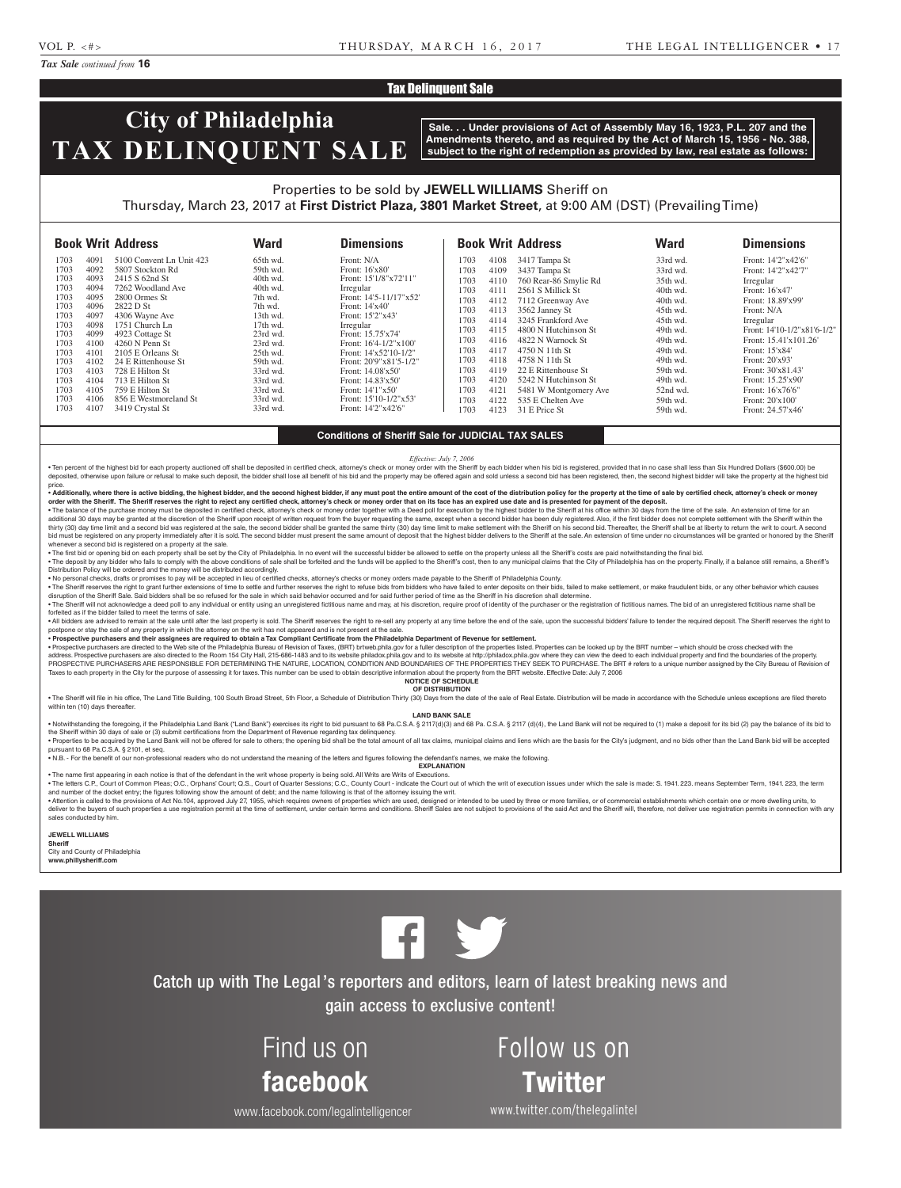*Tax Sale continued from* **16**

## Tax Delinquent Sale

# City of Philadelphia TAX DELINQUENT SALE

**Sale. . . Under provisions of Act of Assembly May 16, 1923, P.L. 207 and the Amendments thereto, and as required by the Act of March 15, 1956 - No. 388, subject to the right of redemption as provided by law, real estate as follows:**

Properties to be sold by **JEWELL WILLIAMS** Sheriff on Thursday, March 23, 2017 at **First District Plaza, 3801 Market Street**, at 9:00 AM (DST) (Prevailing Time)

| Book | Writ | Address | Ward | Dimensions |
|---|---|---|---|---|
| 1703 | 4091 | 5100 Convent Ln Unit 423 | 65th wd. | Front: N/A |
| 1703 | 4092 | 5807 Stockton Rd | 59th wd. | Front: 16'x80' |
| 1703 | 4093 | 2415 S 62nd St | 40th wd. | Front: 15'1/8"x72'11" |
| 1703 | 4094 | 7262 Woodland Ave | 40th wd. | Irregular |
| 1703 | 4095 | 2800 Ormes St | 7th wd. | Front: 14'5-11/17"x52' |
| 1703 | 4096 | 2822 D St | 7th wd. | Front: 14'x40' |
| 1703 | 4097 | 4306 Wayne Ave | 13th wd. | Front: 15'2"x43' |
| 1703 | 4098 | 1751 Church Ln | 17th wd. | Irregular |
| 1703 | 4099 | 4923 Cottage St | 23rd wd. | Front: 15.75'x74' |
| 1703 | 4100 | 4260 N Penn St | 23rd wd. | Front: 16'4-1/2"x100' |
| 1703 | 4101 | 2105 E Orleans St | 25th wd. | Front: 14'x52'10-1/2" |
| 1703 | 4102 | 24 E Rittenhouse St | 59th wd. | Front: 20'9"x81'5-1/2" |
| 1703 | 4103 | 728 E Hilton St | 33rd wd. | Front: 14.08'x50' |
| 1703 | 4104 | 713 E Hilton St | 33rd wd. | Front: 14.83'x50' |
| 1703 | 4105 | 759 E Hilton St | 33rd wd. | Front: 14'1"x50' |
| 1703 | 4106 | 856 E Westmoreland St | 33rd wd. | Front: 15'10-1/2"x53' |
| 1703 | 4107 | 3419 Crystal St | 33rd wd. | Front: 14'2"x42'6" |
| 1703 | 4108 | 3417 Tampa St | 33rd wd. | Front: 14'2"x42'6" |
| 1703 | 4109 | 3437 Tampa St | 33rd wd. | Front: 14'2"x42'7" |
| 1703 | 4110 | 760 Rear-86 Smylie Rd | 35th wd. | Irregular |
| 1703 | 4111 | 2561 S Millick St | 40th wd. | Front: 16'x47' |
| 1703 | 4112 | 7112 Greenway Ave | 40th wd. | Front: 18.89'x99' |
| 1703 | 4113 | 3562 Janney St | 45th wd. | Front: N/A |
| 1703 | 4114 | 3245 Frankford Ave | 45th wd. | Irregular |
| 1703 | 4115 | 4800 N Hutchinson St | 49th wd. | Front: 14'10-1/2"x81'6-1/2" |
| 1703 | 4116 | 4822 N Warnock St | 49th wd. | Front: 15.41'x101.26' |
| 1703 | 4117 | 4750 N 11th St | 49th wd. | Front: 15'x84' |
| 1703 | 4118 | 4758 N 11th St | 49th wd. | Front: 20'x93' |
| 1703 | 4119 | 22 E Rittenhouse St | 59th wd. | Front: 30'x81.43' |
| 1703 | 4120 | 5242 N Hutchinson St | 49th wd. | Front: 15.25'x90' |
| 1703 | 4121 | 5481 W Montgomery Ave | 52nd wd. | Front: 16'x76'6" |
| 1703 | 4122 | 535 E Chelten Ave | 59th wd. | Front: 20'x100' |
| 1703 | 4123 | 31 E Price St | 59th wd. | Front: 24.57'x46' |

### Conditions of Sheriff Sale for JUDICIAL TAX SALES

*Effective: July 7, 2006*

• Ten percent of the highest bid for each property auctioned off shall be deposited in certified check, attorney's check or money order with the Sheriff by each bidder when his bid is registered, provided that in no case shall less than Six Hundred Dollars ($600.00) be deposited, otherwise upon failure or refusal to make such deposit, the bidder shall lose all benefit of his bid and the property may be offered again and sold unless a second bid has been registered, then, the second highest bidder will take the property at the highest bid price.

**• Additionally, where there is active bidding, the highest bidder, and the second highest bidder, if any must post the entire amount of the cost of the distribution policy for the property at the time of sale by certified check, attorney's check or money order with the Sheriff. The Sheriff reserves the right to reject any certified check, attorney's check or money order that on its face has an expired use date and is presented for payment of the deposit.**

• The balance of the purchase money must be deposited in certified check, attorney's check or money order together with a Deed poll for execution by the highest bidder to the Sheriff at his office within 30 days from the time of the sale. An extension of time for an additional 30 days may be granted at the discretion of the Sheriff upon receipt of written request from the buyer requesting the same, except when a second bidder has been duly registered. Also, if the first bidder does not complete settlement with the Sheriff within the thirty (30) day time limit and a second bid was registered at the sale, the second bidder shall be granted the same thirty (30) day time limit to make settlement with the Sheriff on his second bid. Thereafter, the Sheriff shall be at liberty to return the writ to court. A second bid must be registered on any property immediately after it is sold. The second bidder must present the same amount of deposit that the highest bidder delivers to the Sheriff at the sale. An extension of time under no circumstances will be granted or honored by the Sheriff whenever a second bid is registered on a property at the sale.

• The first bid or opening bid on each property shall be set by the City of Philadelphia. In no event will the successful bidder be allowed to settle on the property unless all the Sheriff's costs are paid notwithstanding the final bid.

• The deposit by any bidder who fails to comply with the above conditions of sale shall be forfeited and the funds will be applied to the Sheriff's cost, then to any municipal claims that the City of Philadelphia has on the property. Finally, if a balance still remains, a Sheriff's Distribution Policy will be ordered and the money will be distributed accordingly.

• No personal checks, drafts or promises to pay will be accepted in lieu of certified checks, attorney's checks or money orders made payable to the Sheriff of Philadelphia County.

• The Sheriff reserves the right to grant further extensions of time to settle and further reserves the right to refuse bids from bidders who have failed to enter deposits on their bids, failed to make settlement, or make fraudulent bids, or any other behavior which causes disruption of the Sheriff Sale. Said bidders shall be so refused for the sale in which said behavior occurred and for said further period of time as the Sheriff in his discretion shall determine.

• The Sheriff will not acknowledge a deed poll to any individual or entity using an unregistered fictitious name and may, at his discretion, require proof of identity of the purchaser or the registration of fictitious names. The bid of an unregistered fictitious name shall be forfeited as if the bidder failed to meet the terms of sale.

• All bidders are advised to remain at the sale until after the last property is sold. The Sheriff reserves the right to re-sell any property at any time before the end of the sale, upon the successful bidders' failure to tender the required deposit. The Sheriff reserves the right to postpone or stay the sale of any property in which the attorney on the writ has not appeared and is not present at the sale.

**• Prospective purchasers and their assignees are required to obtain a Tax Compliant Certificate from the Philadelphia Department of Revenue for settlement.**

• Prospective purchasers are directed to the Web site of the Philadelphia Bureau of Revision of Taxes, (BRT) brtweb.phila.gov for a fuller description of the properties listed. Properties can be looked up by the BRT number – which should be cross checked with the address. Prospective purchasers are also directed to the Room 154 City Hall, 215-686-1483 and to its website philadox.phila.gov and to its website at http://philadox.phila.gov where they can view the deed to each individual property and find the boundaries of the property. PROSPECTIVE PURCHASERS ARE RESPONSIBLE FOR DETERMINING THE NATURE, LOCATION, CONDITION AND BOUNDARIES OF THE PROPERTIES THEY SEEK TO PURCHASE. The BRT # refers to a unique number assigned by the City Bureau of Revision of Taxes to each property in the City for the purpose of assessing it for taxes. This number can be used to obtain descriptive information about the property from the BRT website. Effective Date: July 7, 2006

**NOTICE OF SCHEDULE OF DISTRIBUTION**

• The Sheriff will file in his office, The Land Title Building, 100 South Broad Street, 5th Floor, a Schedule of Distribution Thirty (30) Days from the date of the sale of Real Estate. Distribution will be made in accordance with the Schedule unless exceptions are filed thereto within ten (10) days thereafter.

**LAND BANK SALE**

• Notwithstanding the foregoing, if the Philadelphia Land Bank ("Land Bank") exercises its right to bid pursuant to 68 Pa.C.S.A. § 2117(d)(3) and 68 Pa. C.S.A. § 2117 (d)(4), the Land Bank will not be required to (1) make a deposit for its bid (2) pay the balance of its bid to the Sheriff within 30 days of sale or (3) submit certifications from the Department of Revenue regarding tax delinquency.

• Properties to be acquired by the Land Bank will not be offered for sale to others; the opening bid shall be the total amount of all tax claims, municipal claims and liens which are the basis for the City's judgment, and no bids other than the Land Bank bid will be accepted pursuant to 68 Pa.C.S.A. § 2101, et seq.

• N.B. - For the benefit of our non-professional readers who do not understand the meaning of the letters and figures following the defendant's names, we make the following.

**EXPLANATION**

• The name first appearing in each notice is that of the defendant in the writ whose property is being sold. All Writs are Writs of Executions.

• The letters C.P., Court of Common Pleas; O.C., Orphans' Court; Q.S., Court of Quarter Sessions; C.C., County Court - indicate the Court out of which the writ of execution issues under which the sale is made: S. 1941.223. means September Term, 1941.223, the term and number of the docket entry; the figures following show the amount of debt; and the name following is that of the attorney issuing the writ.

• Attention is called to the provisions of Act No.104, approved July 27, 1955, which requires owners of properties which are used, designed or intended to be used by three or more families, or of commercial establishments which contain one or more dwelling units, to deliver to the buyers of such properties a use registration permit at the time of settlement, under certain terms and conditions. Sheriff Sales are not subject to provisions of the said Act and the Sheriff will, therefore, not deliver use registration permits in connection with any sales conducted by him.

**JEWELL WILLIAMS**
**Sheriff**
City and County of Philadelphia
**www.phillysheriff.com**

Catch up with The Legal's reporters and editors, learn of latest breaking news and gain access to exclusive content!

Find us on **facebook**
www.facebook.com/legalintelligencer

Follow us on **Twitter**
www.twitter.com/thelegalintel